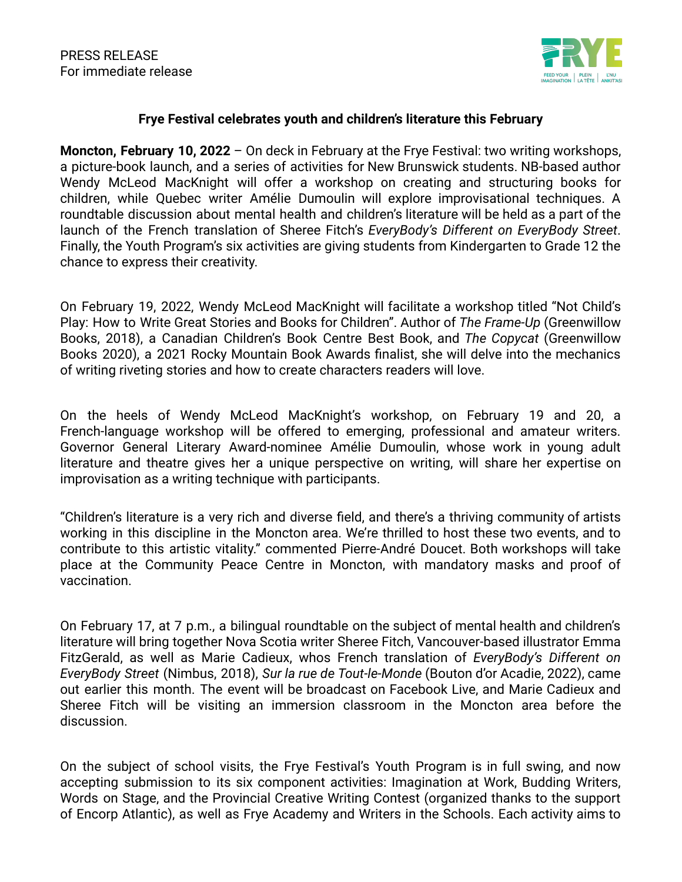PRESS RELEASE
For immediate release

FRYE
FEED YOUR IMAGINATION | PLEIN LA TÊTE | L'NU ANKITA'SI

**Frye Festival celebrates youth and children's literature this February**

**Moncton, February 10, 2022** – On deck in February at the Frye Festival: two writing workshops, a picture-book launch, and a series of activities for New Brunswick students. NB-based author Wendy McLeod MacKnight will offer a workshop on creating and structuring books for children, while Quebec writer Amélie Dumoulin will explore improvisational techniques. A roundtable discussion about mental health and children's literature will be held as a part of the launch of the French translation of Sheree Fitch's *EveryBody's Different on EveryBody Street*. Finally, the Youth Program's six activities are giving students from Kindergarten to Grade 12 the chance to express their creativity.

On February 19, 2022, Wendy McLeod MacKnight will facilitate a workshop titled "Not Child's Play: How to Write Great Stories and Books for Children". Author of *The Frame-Up* (Greenwillow Books, 2018), a Canadian Children's Book Centre Best Book, and *The Copycat* (Greenwillow Books 2020), a 2021 Rocky Mountain Book Awards finalist, she will delve into the mechanics of writing riveting stories and how to create characters readers will love.

On the heels of Wendy McLeod MacKnight's workshop, on February 19 and 20, a French-language workshop will be offered to emerging, professional and amateur writers. Governor General Literary Award-nominee Amélie Dumoulin, whose work in young adult literature and theatre gives her a unique perspective on writing, will share her expertise on improvisation as a writing technique with participants.

"Children's literature is a very rich and diverse field, and there's a thriving community of artists working in this discipline in the Moncton area. We're thrilled to host these two events, and to contribute to this artistic vitality." commented Pierre-André Doucet. Both workshops will take place at the Community Peace Centre in Moncton, with mandatory masks and proof of vaccination.

On February 17, at 7 p.m., a bilingual roundtable on the subject of mental health and children's literature will bring together Nova Scotia writer Sheree Fitch, Vancouver-based illustrator Emma FitzGerald, as well as Marie Cadieux, whos French translation of *EveryBody's Different on EveryBody Street* (Nimbus, 2018), *Sur la rue de Tout-le-Monde* (Bouton d'or Acadie, 2022), came out earlier this month. The event will be broadcast on Facebook Live, and Marie Cadieux and Sheree Fitch will be visiting an immersion classroom in the Moncton area before the discussion.

On the subject of school visits, the Frye Festival's Youth Program is in full swing, and now accepting submission to its six component activities: Imagination at Work, Budding Writers, Words on Stage, and the Provincial Creative Writing Contest (organized thanks to the support of Encorp Atlantic), as well as Frye Academy and Writers in the Schools. Each activity aims to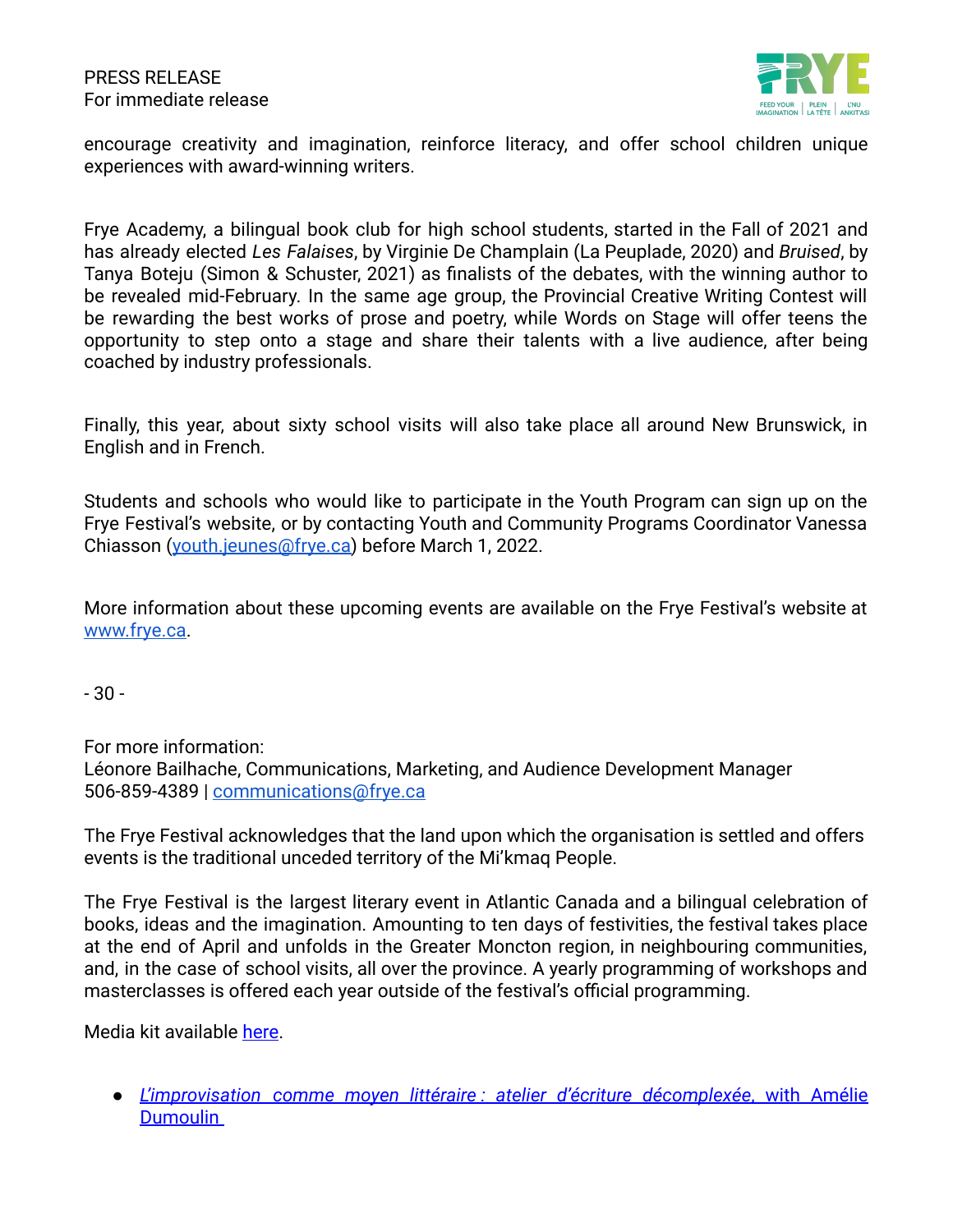encourage creativity and imagination, reinforce literacy, and offer school children unique experiences with award-winning writers.

Frye Academy, a bilingual book club for high school students, started in the Fall of 2021 and has already elected *Les Falaises*, by Virginie De Champlain (La Peuplade, 2020) and *Bruised*, by Tanya Boteju (Simon & Schuster, 2021) as finalists of the debates, with the winning author to be revealed mid-February. In the same age group, the Provincial Creative Writing Contest will be rewarding the best works of prose and poetry, while Words on Stage will offer teens the opportunity to step onto a stage and share their talents with a live audience, after being coached by industry professionals.

Finally, this year, about sixty school visits will also take place all around New Brunswick, in English and in French.

Students and schools who would like to participate in the Youth Program can sign up on the Frye Festival's website, or by contacting Youth and Community Programs Coordinator Vanessa Chiasson (youth.jeunes@frye.ca) before March 1, 2022.

More information about these upcoming events are available on the Frye Festival's website at www.frye.ca.

- 30 -

For more information:
Léonore Bailhache, Communications, Marketing, and Audience Development Manager
506-859-4389 | communications@frye.ca

The Frye Festival acknowledges that the land upon which the organisation is settled and offers events is the traditional unceded territory of the Mi'kmaq People.

The Frye Festival is the largest literary event in Atlantic Canada and a bilingual celebration of books, ideas and the imagination. Amounting to ten days of festivities, the festival takes place at the end of April and unfolds in the Greater Moncton region, in neighbouring communities, and, in the case of school visits, all over the province. A yearly programming of workshops and masterclasses is offered each year outside of the festival's official programming.

Media kit available here.

- *L'improvisation comme moyen littéraire : atelier d'écriture décomplexée*, with Amélie Dumoulin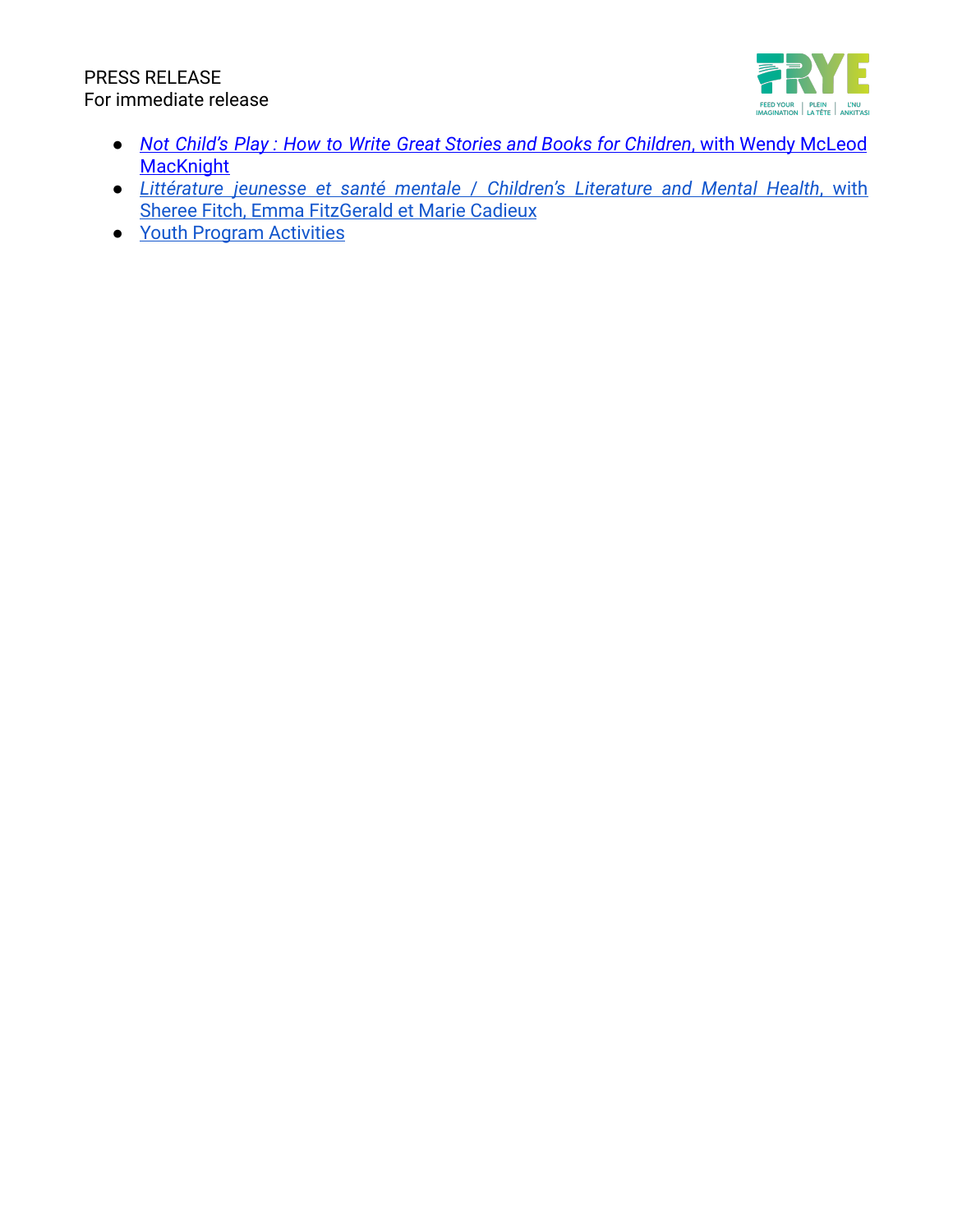- *Not Child's Play : How to Write Great Stories and Books for Children*, with Wendy McLeod MacKnight
- *Littérature jeunesse et santé mentale / Children's Literature and Mental Health*, with Sheree Fitch, Emma FitzGerald et Marie Cadieux
- Youth Program Activities